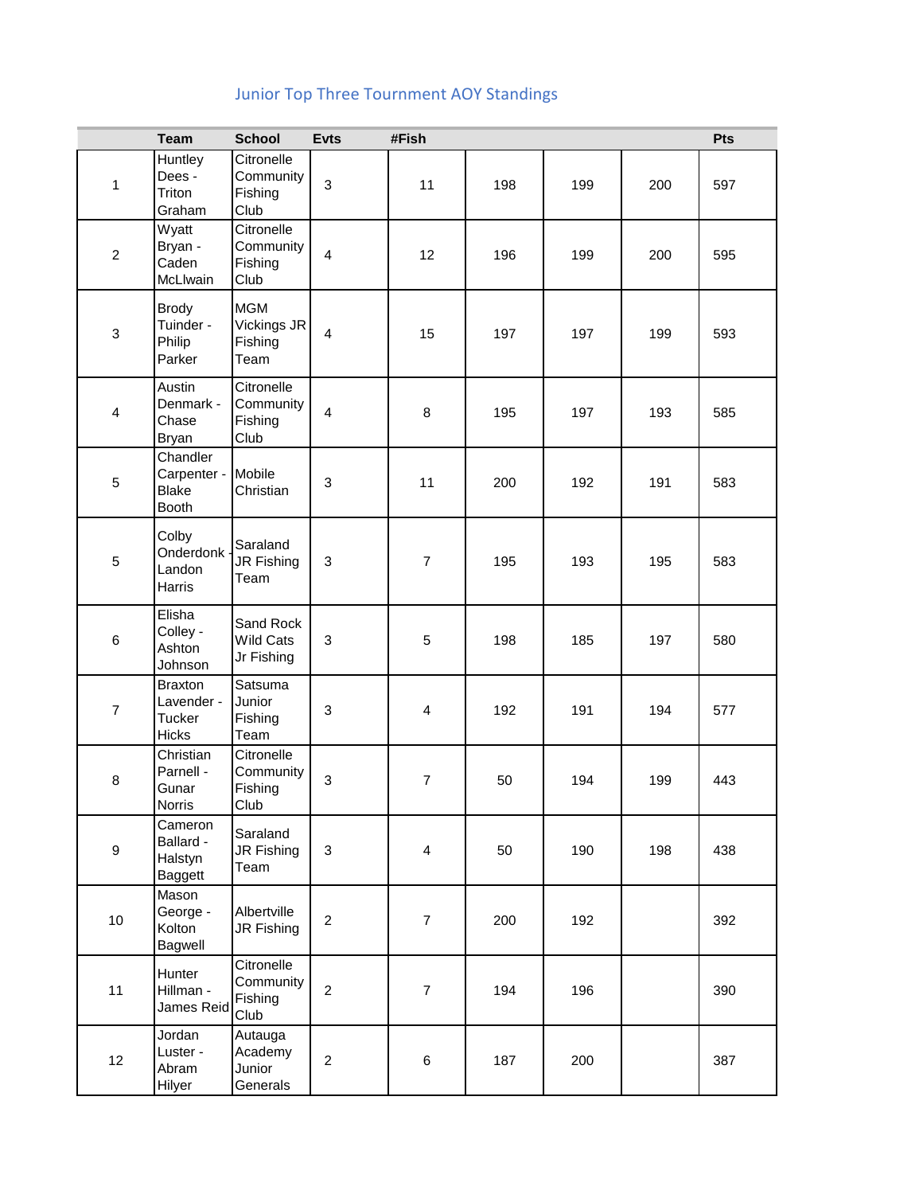## Junior Top Three Tournment AOY Standings

| | Team | School | Evts | #Fish | | | | Pts |
|---|---|---|---|---|---|---|---|---|
| 1 | Huntley Dees - Triton Graham | Citronelle Community Fishing Club | 3 | 11 | 198 | 199 | 200 | 597 |
| 2 | Wyatt Bryan - Caden McLlwain | Citronelle Community Fishing Club | 4 | 12 | 196 | 199 | 200 | 595 |
| 3 | Brody Tuinder - Philip Parker | MGM Vickings JR Fishing Team | 4 | 15 | 197 | 197 | 199 | 593 |
| 4 | Austin Denmark - Chase Bryan | Citronelle Community Fishing Club | 4 | 8 | 195 | 197 | 193 | 585 |
| 5 | Chandler Carpenter - Blake Booth | Mobile Christian | 3 | 11 | 200 | 192 | 191 | 583 |
| 5 | Colby Onderdonk - Landon Harris | Saraland JR Fishing Team | 3 | 7 | 195 | 193 | 195 | 583 |
| 6 | Elisha Colley - Ashton Johnson | Sand Rock Wild Cats Jr Fishing | 3 | 5 | 198 | 185 | 197 | 580 |
| 7 | Braxton Lavender - Tucker Hicks | Satsuma Junior Fishing Team | 3 | 4 | 192 | 191 | 194 | 577 |
| 8 | Christian Parnell - Gunar Norris | Citronelle Community Fishing Club | 3 | 7 | 50 | 194 | 199 | 443 |
| 9 | Cameron Ballard - Halstyn Baggett | Saraland JR Fishing Team | 3 | 4 | 50 | 190 | 198 | 438 |
| 10 | Mason George - Kolton Bagwell | Albertville JR Fishing | 2 | 7 | 200 | 192 | | 392 |
| 11 | Hunter Hillman - James Reid | Citronelle Community Fishing Club | 2 | 7 | 194 | 196 | | 390 |
| 12 | Jordan Luster - Abram Hilyer | Autauga Academy Junior Generals | 2 | 6 | 187 | 200 | | 387 |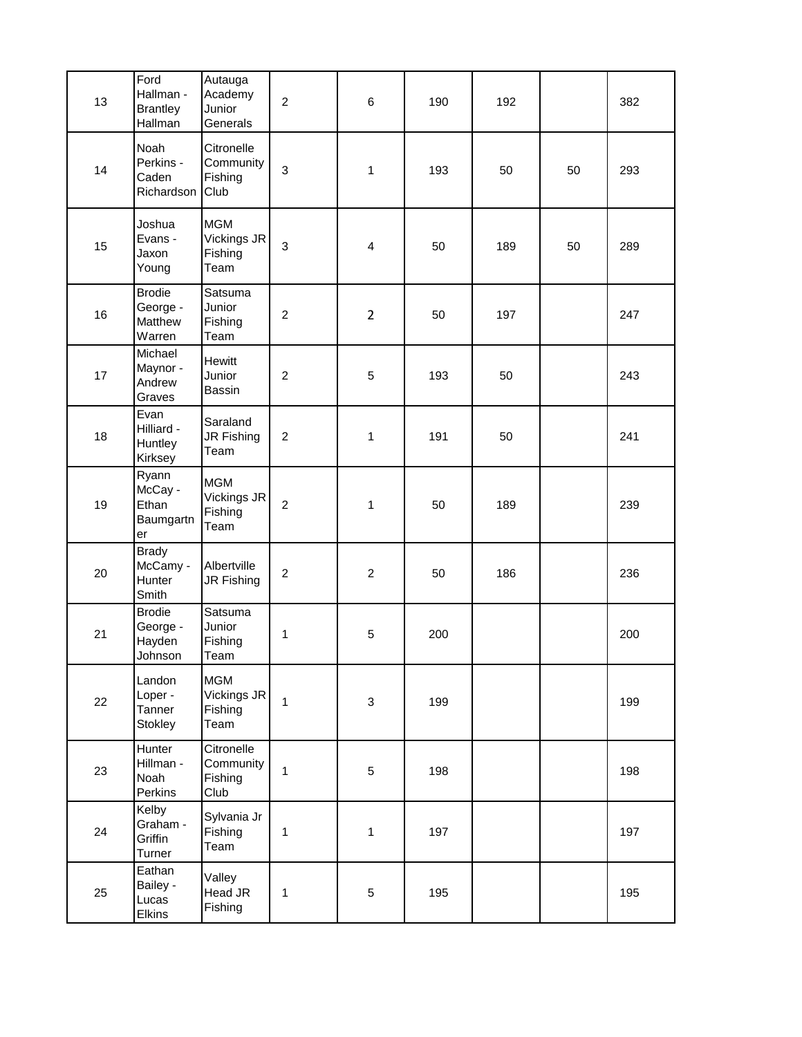| | | | | | | | | |
|---|---|---|---|---|---|---|---|---|
| 13 | Ford Hallman - Brantley Hallman | Autauga Academy Junior Generals | 2 | 6 | 190 | 192 | | 382 |
| 14 | Noah Perkins - Caden Richardson | Citronelle Community Fishing Club | 3 | 1 | 193 | 50 | 50 | 293 |
| 15 | Joshua Evans - Jaxon Young | MGM Vickings JR Fishing Team | 3 | 4 | 50 | 189 | 50 | 289 |
| 16 | Brodie George - Matthew Warren | Satsuma Junior Fishing Team | 2 | 2 | 50 | 197 | | 247 |
| 17 | Michael Maynor - Andrew Graves | Hewitt Junior Bassin | 2 | 5 | 193 | 50 | | 243 |
| 18 | Evan Hilliard - Huntley Kirksey | Saraland JR Fishing Team | 2 | 1 | 191 | 50 | | 241 |
| 19 | Ryann McCay - Ethan Baumgartner | MGM Vickings JR Fishing Team | 2 | 1 | 50 | 189 | | 239 |
| 20 | Brady McCamy - Hunter Smith | Albertville JR Fishing | 2 | 2 | 50 | 186 | | 236 |
| 21 | Brodie George - Hayden Johnson | Satsuma Junior Fishing Team | 1 | 5 | 200 | | | 200 |
| 22 | Landon Loper - Tanner Stokley | MGM Vickings JR Fishing Team | 1 | 3 | 199 | | | 199 |
| 23 | Hunter Hillman - Noah Perkins | Citronelle Community Fishing Club | 1 | 5 | 198 | | | 198 |
| 24 | Kelby Graham - Griffin Turner | Sylvania Jr Fishing Team | 1 | 1 | 197 | | | 197 |
| 25 | Eathan Bailey - Lucas Elkins | Valley Head JR Fishing | 1 | 5 | 195 | | | 195 |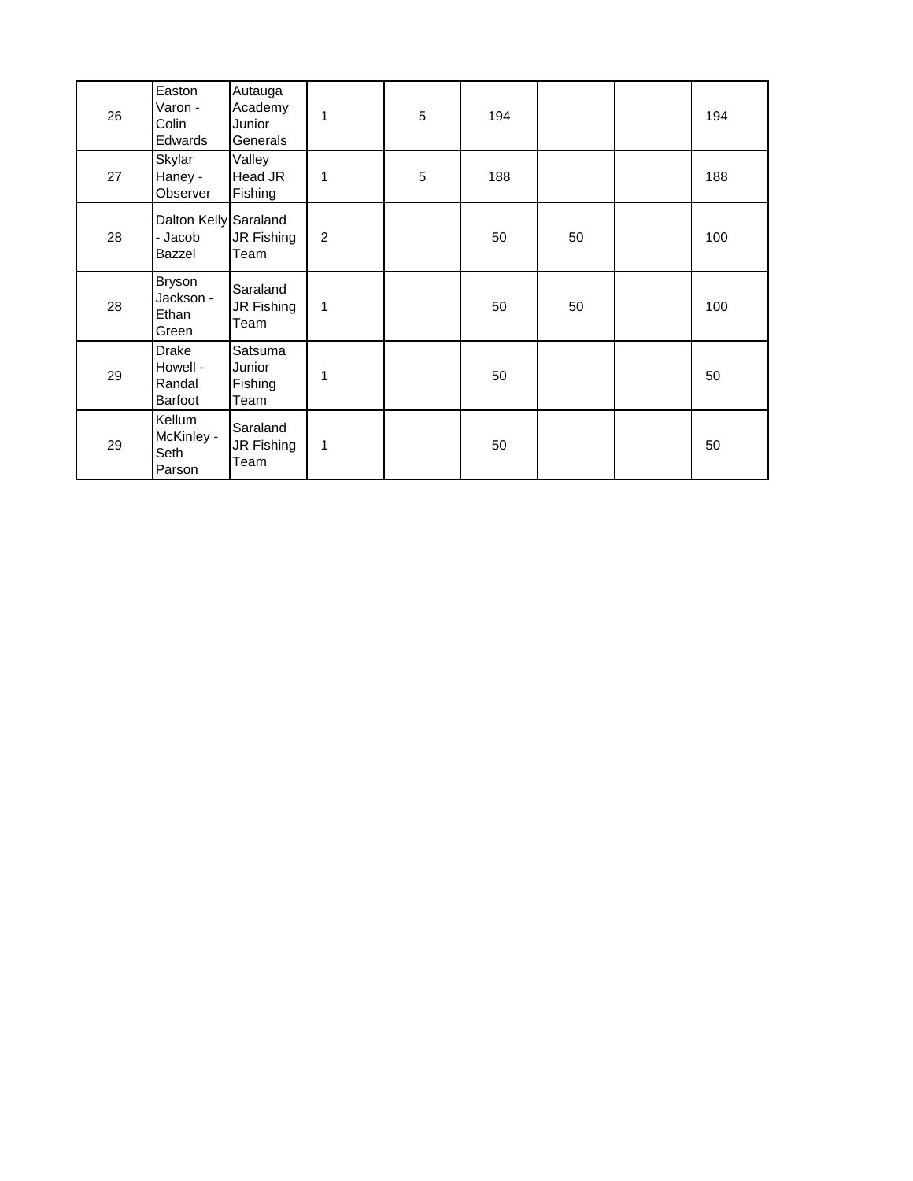| | | | | | | | | |
|---|---|---|---|---|---|---|---|---|
| 26 | Easton Varon - Colin Edwards | Autauga Academy Junior Generals | 1 | 5 | 194 | | | 194 |
| 27 | Skylar Haney - Observer | Valley Head JR Fishing | 1 | 5 | 188 | | | 188 |
| 28 | Dalton Kelly - Jacob Bazzel | Saraland JR Fishing Team | 2 | | 50 | 50 | | 100 |
| 28 | Bryson Jackson - Ethan Green | Saraland JR Fishing Team | 1 | | 50 | 50 | | 100 |
| 29 | Drake Howell - Randal Barfoot | Satsuma Junior Fishing Team | 1 | | 50 | | | 50 |
| 29 | Kellum McKinley - Seth Parson | Saraland JR Fishing Team | 1 | | 50 | | | 50 |